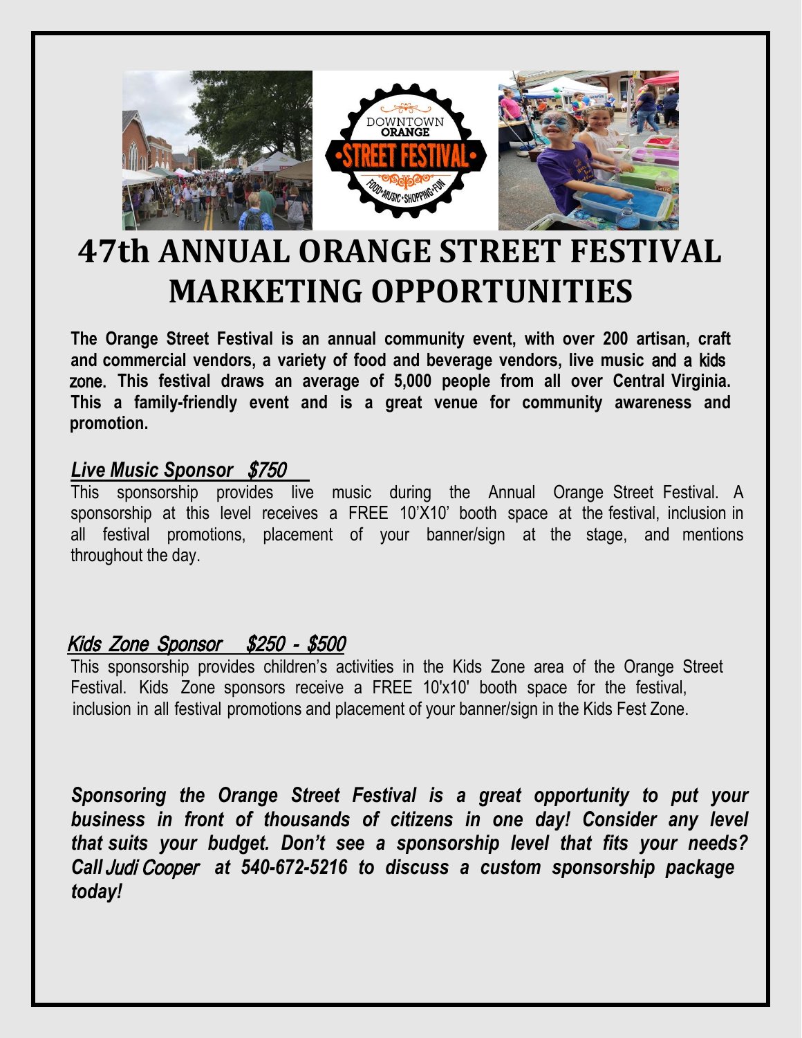# 47th ANNUAL ORANGE STREET FESTIVAL MARKETING OPPORTUNITIES

**The Orange Street Festival is an annual community event, with over 200 artisan, craft and commercial vendors, a variety of food and beverage vendors, live music and a kids zone. This festival draws an average of 5,000 people from all over Central Virginia. This a family-friendly event and is a great venue for community awareness and promotion.**

***Live Music Sponsor $750***

This sponsorship provides live music during the Annual Orange Street Festival. A sponsorship at this level receives a FREE 10'X10' booth space at the festival, inclusion in all festival promotions, placement of your banner/sign at the stage, and mentions throughout the day.

***Kids Zone Sponsor $250 - $500***

This sponsorship provides children's activities in the Kids Zone area of the Orange Street Festival. Kids Zone sponsors receive a FREE 10'x10' booth space for the festival, inclusion in all festival promotions and placement of your banner/sign in the Kids Fest Zone.

***Sponsoring the Orange Street Festival is a great opportunity to put your business in front of thousands of citizens in one day! Consider any level that suits your budget. Don't see a sponsorship level that fits your needs? Call Judi Cooper at 540-672-5216 to discuss a custom sponsorship package today!***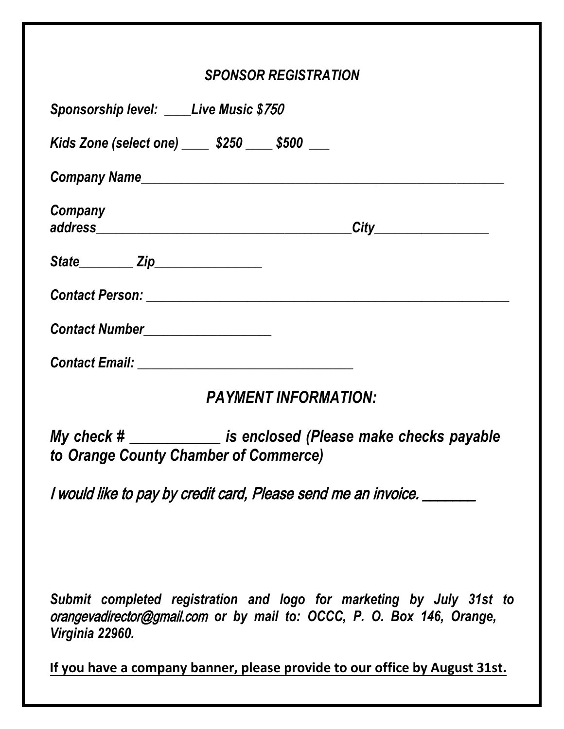## *SPONSOR REGISTRATION*

*Sponsorship level: ____Live Music $750*

*Kids Zone (select one) ____ $250 ____ $500 ___*

*Company Name________________________________________________________*

*Company address_______________________________________City_________________*

*State________ Zip________________*

*Contact Person: ________________________________________________________*

*Contact Number___________________*

*Contact Email: ________________________________*

## *PAYMENT INFORMATION:*

***My check # ____________ is enclosed (Please make checks payable to Orange County Chamber of Commerce)***

***I would like to pay by credit card, Please send me an invoice. _______***

***Submit completed registration and logo for marketing by July 31st to orangevadirector@gmail.com or by mail to: OCCC, P. O. Box 146, Orange, Virginia 22960.***

**If you have a company banner, please provide to our office by August 31st.**